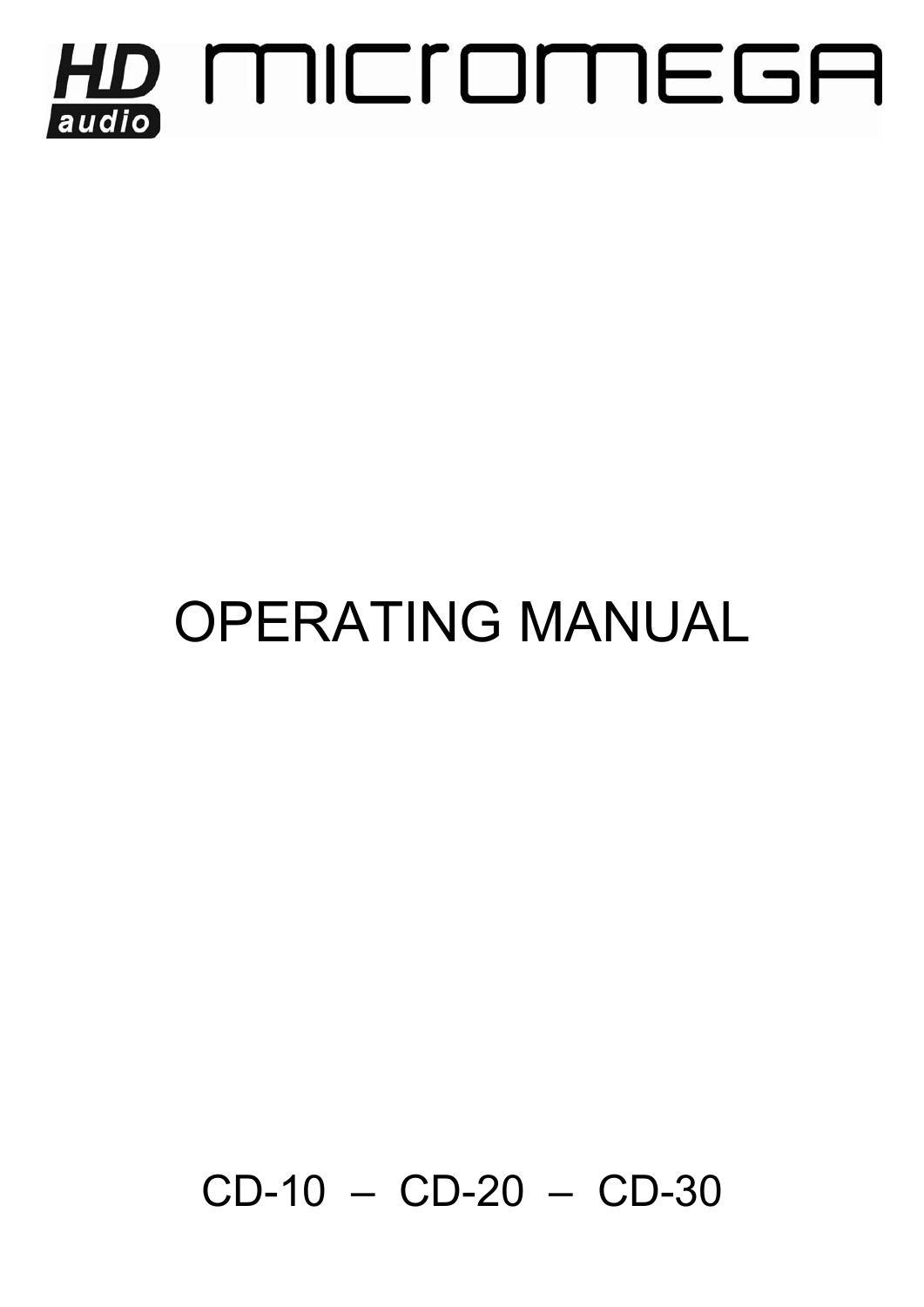# HD audio MICROMEGA

# OPERATING MANUAL

CD-10 – CD-20 – CD-30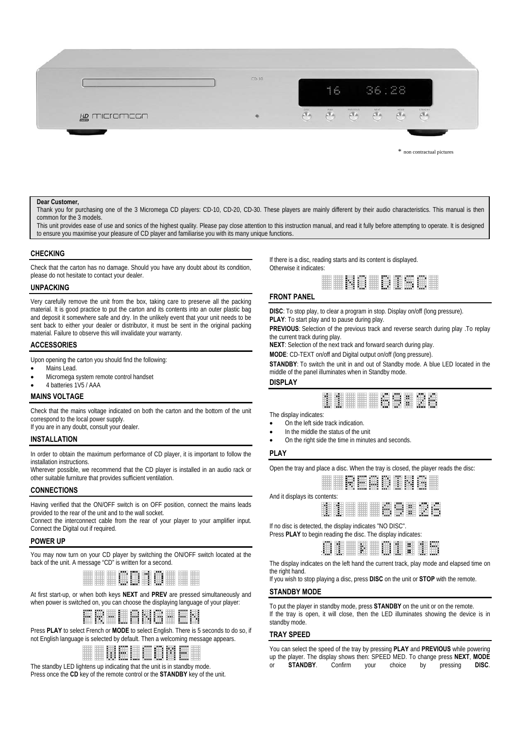\* non contractual pictures

**Dear Customer,**

Thank you for purchasing one of the 3 Micromega CD players: CD-10, CD-20, CD-30. These players are mainly different by their audio characteristics. This manual is then common for the 3 models.

This unit provides ease of use and sonics of the highest quality. Please pay close attention to this instruction manual, and read it fully before attempting to operate. It is designed to ensure you maximise your pleasure of CD player and familiarise you with its many unique functions.

## CHECKING

Check that the carton has no damage. Should you have any doubt about its condition, please do not hesitate to contact your dealer.

## UNPACKING

Very carefully remove the unit from the box, taking care to preserve all the packing material. It is good practice to put the carton and its contents into an outer plastic bag and deposit it somewhere safe and dry. In the unlikely event that your unit needs to be sent back to either your dealer or distributor, it must be sent in the original packing material. Failure to observe this will invalidate your warranty.

## ACCESSORIES

Upon opening the carton you should find the following:

- Mains Lead.
- Micromega system remote control handset
- 4 batteries 1V5 / AAA

## MAINS VOLTAGE

Check that the mains voltage indicated on both the carton and the bottom of the unit correspond to the local power supply.
If you are in any doubt, consult your dealer.

## INSTALLATION

In order to obtain the maximum performance of CD player, it is important to follow the installation instructions.
Wherever possible, we recommend that the CD player is installed in an audio rack or other suitable furniture that provides sufficient ventilation.

## CONNECTIONS

Having verified that the ON/OFF switch is on OFF position, connect the mains leads provided to the rear of the unit and to the wall socket.
Connect the interconnect cable from the rear of your player to your amplifier input. Connect the Digital out if required.

## POWER UP

You may now turn on your CD player by switching the ON/OFF switch located at the back of the unit. A message "CD" is written for a second.

CD10

At first start-up, or when both keys **NEXT** and **PREV** are pressed simultaneously and when power is switched on, you can choose the displaying language of your player:

FR-LANG-EN

Press **PLAY** to select French or **MODE** to select English. There is 5 seconds to do so, if not English language is selected by default. Then a welcoming message appears.

WELCOME

The standby LED lightens up indicating that the unit is in standby mode.
Press once the **CD** key of the remote control or the **STANDBY** key of the unit.

If there is a disc, reading starts and its content is displayed.
Otherwise it indicates:

NO DISC

## FRONT PANEL

**DISC**: To stop play, to clear a program in stop. Display on/off (long pressure).

**PLAY**: To start play and to pause during play.

**PREVIOUS**: Selection of the previous track and reverse search during play .To replay the current track during play.

**NEXT**: Selection of the next track and forward search during play.

**MODE**: CD-TEXT on/off and Digital output on/off (long pressure).

**STANDBY**: To switch the unit in and out of Standby mode. A blue LED located in the middle of the panel illuminates when in Standby mode.

## DISPLAY

11 69:26

The display indicates:

- On the left side track indication.
- In the middle the status of the unit
- On the right side the time in minutes and seconds.

## PLAY

Open the tray and place a disc. When the tray is closed, the player reads the disc:

READING

And it displays its contents:

11 69:26

If no disc is detected, the display indicates "NO DISC".
Press **PLAY** to begin reading the disc. The display indicates:

01 ▶ 01:15

The display indicates on the left hand the current track, play mode and elapsed time on the right hand.
If you wish to stop playing a disc, press **DISC** on the unit or **STOP** with the remote.

## STANDBY MODE

To put the player in standby mode, press **STANDBY** on the unit or on the remote.
If the tray is open, it will close, then the LED illuminates showing the device is in standby mode.

## TRAY SPEED

You can select the speed of the tray by pressing **PLAY** and **PREVIOUS** while powering up the player. The display shows then: SPEED MED. To change press **NEXT**, **MODE** or **STANDBY**. Confirm your choice by pressing **DISC**.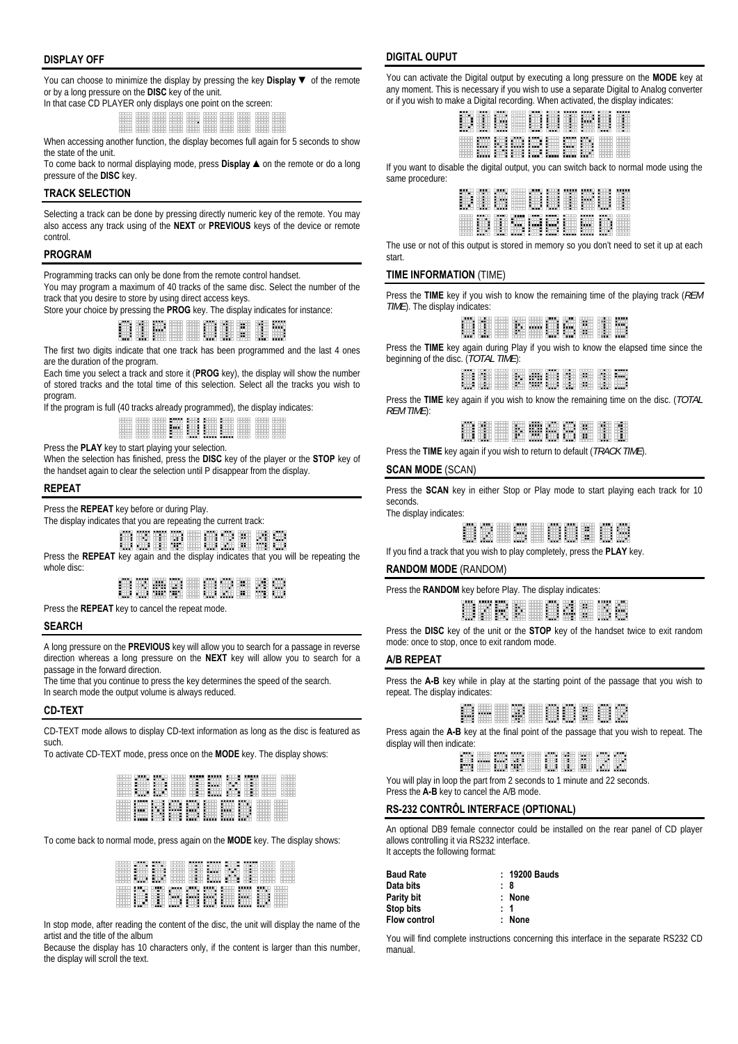## DISPLAY OFF

You can choose to minimize the display by pressing the key **Display ▼** of the remote or by a long pressure on the **DISC** key of the unit.
In that case CD PLAYER only displays one point on the screen:

When accessing another function, the display becomes full again for 5 seconds to show the state of the unit.
To come back to normal displaying mode, press **Display ▲** on the remote or do a long pressure of the **DISC** key.

## TRACK SELECTION

Selecting a track can be done by pressing directly numeric key of the remote. You may also access any track using of the **NEXT** or **PREVIOUS** keys of the device or remote control.

## PROGRAM

Programming tracks can only be done from the remote control handset.
You may program a maximum of 40 tracks of the same disc. Select the number of the track that you desire to store by using direct access keys.
Store your choice by pressing the **PROG** key. The display indicates for instance:

01P 01:15

The first two digits indicate that one track has been programmed and the last 4 ones are the duration of the program.
Each time you select a track and store it (**PROG** key), the display will show the number of stored tracks and the total time of this selection. Select all the tracks you wish to program.
If the program is full (40 tracks already programmed), the display indicates:

FULL

Press the **PLAY** key to start playing your selection.
When the selection has finished, press the **DISC** key of the player or the **STOP** key of the handset again to clear the selection until P disappear from the display.

## REPEAT

Press the **REPEAT** key before or during Play.
The display indicates that you are repeating the current track:

0STR 02:49

Press the **REPEAT** key again and the display indicates that you will be repeating the whole disc:

0SAR 02:49

Press the **REPEAT** key to cancel the repeat mode.

## SEARCH

A long pressure on the **PREVIOUS** key will allow you to search for a passage in reverse direction whereas a long pressure on the **NEXT** key will allow you to search for a passage in the forward direction.
The time that you continue to press the key determines the speed of the search.
In search mode the output volume is always reduced.

## CD-TEXT

CD-TEXT mode allows to display CD-text information as long as the disc is featured as such.
To activate CD-TEXT mode, press once on the **MODE** key. The display shows:

CD TEXT
ENABLED

To come back to normal mode, press again on the **MODE** key. The display shows:

CD TEXT
DISABLED

In stop mode, after reading the content of the disc, the unit will display the name of the artist and the title of the album
Because the display has 10 characters only, if the content is larger than this number, the display will scroll the text.

## DIGITAL OUPUT

You can activate the Digital output by executing a long pressure on the **MODE** key at any moment. This is necessary if you wish to use a separate Digital to Analog converter or if you wish to make a Digital recording. When activated, the display indicates:

DIG OUTPUT
ENABLED

If you want to disable the digital output, you can switch back to normal mode using the same procedure:

DIG OUTPUT
DISABLED

The use or not of this output is stored in memory so you don't need to set it up at each start.

## TIME INFORMATION (TIME)

Press the **TIME** key if you wish to know the remaining time of the playing track (*REM TIME*). The display indicates:

01 R-06:15

Press the **TIME** key again during Play if you wish to know the elapsed time since the beginning of the disc. (*TOTAL TIME*):

01 T 01:15

Press the **TIME** key again if you wish to know the remaining time on the disc. (*TOTAL REM TIME*):

01 TR68:11

Press the **TIME** key again if you wish to return to default (*TRACK TIME*).

## SCAN MODE (SCAN)

Press the **SCAN** key in either Stop or Play mode to start playing each track for 10 seconds.
The display indicates:

02 S 00:09

If you find a track that you wish to play completely, press the **PLAY** key.

## RANDOM MODE (RANDOM)

Press the **RANDOM** key before Play. The display indicates:

0RR 04:56

Press the **DISC** key of the unit or the **STOP** key of the handset twice to exit random mode: once to stop, once to exit random mode.

## A/B REPEAT

Press the **A-B** key while in play at the starting point of the passage that you wish to repeat. The display indicates:

A- 00:02

Press again the **A-B** key at the final point of the passage that you wish to repeat. The display will then indicate:

A-B 01:22

You will play in loop the part from 2 seconds to 1 minute and 22 seconds.
Press the **A-B** key to cancel the A/B mode.

## RS-232 CONTRÔL INTERFACE (OPTIONAL)

An optional DB9 female connector could be installed on the rear panel of CD player allows controlling it via RS232 interface.
It accepts the following format:

| | |
|---|---|
| **Baud Rate** | : **19200 Bauds** |
| **Data bits** | : **8** |
| **Parity bit** | : **None** |
| **Stop bits** | : **1** |
| **Flow control** | : **None** |

You will find complete instructions concerning this interface in the separate RS232 CD manual.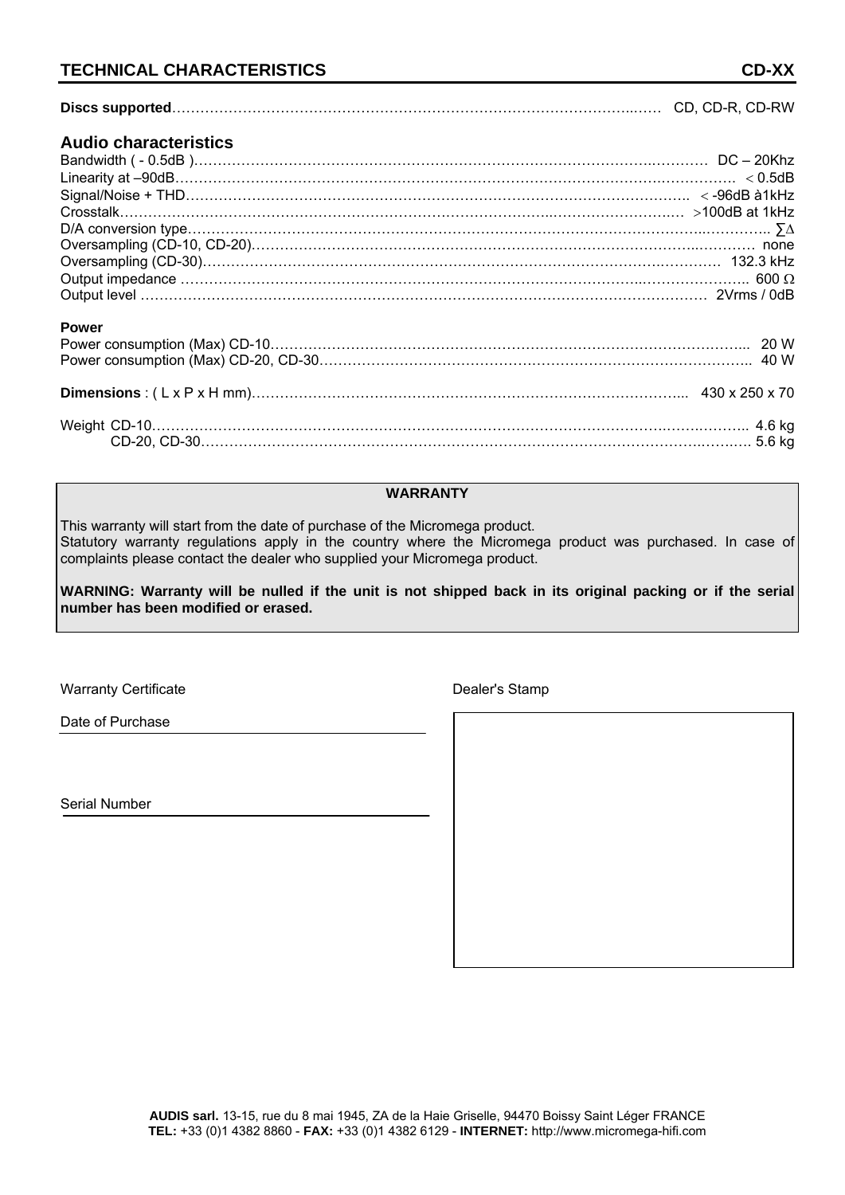## TECHNICAL CHARACTERISTICS CD-XX

**Discs supported**……………………………………………………………………………………… CD, CD-R, CD-RW

### Audio characteristics

Bandwidth ( - 0.5dB )……………………………………………………………………………………… DC – 20Khz
Linearity at –90dB……………………………………………………………………………………… < 0.5dB
Signal/Noise + THD……………………………………………………………………………………… < -96dB à1kHz
Crosstalk……………………………………………………………………………………… >100dB at 1kHz
D/A conversion type……………………………………………………………………………………… ∑∆
Oversampling (CD-10, CD-20)……………………………………………………………………………………… none
Oversampling (CD-30)……………………………………………………………………………………… 132.3 kHz
Output impedance ……………………………………………………………………………………… 600 Ω
Output level ……………………………………………………………………………………… 2Vrms / 0dB

**Power**

Power consumption (Max) CD-10……………………………………………………………………………………… 20 W
Power consumption (Max) CD-20, CD-30……………………………………………………………………………………… 40 W

**Dimensions** : ( L x P x H mm)……………………………………………………………………………………… 430 x 250 x 70

Weight CD-10……………………………………………………………………………………… 4.6 kg
CD-20, CD-30……………………………………………………………………………………… 5.6 kg

**WARRANTY**

This warranty will start from the date of purchase of the Micromega product.
Statutory warranty regulations apply in the country where the Micromega product was purchased. In case of complaints please contact the dealer who supplied your Micromega product.

**WARNING: Warranty will be nulled if the unit is not shipped back in its original packing or if the serial number has been modified or erased.**

Warranty Certificate

Date of Purchase

Serial Number

Dealer's Stamp

**AUDIS sarl.** 13-15, rue du 8 mai 1945, ZA de la Haie Griselle, 94470 Boissy Saint Léger FRANCE
**TEL:** +33 (0)1 4382 8860 - **FAX:** +33 (0)1 4382 6129 - **INTERNET:** http://www.micromega-hifi.com